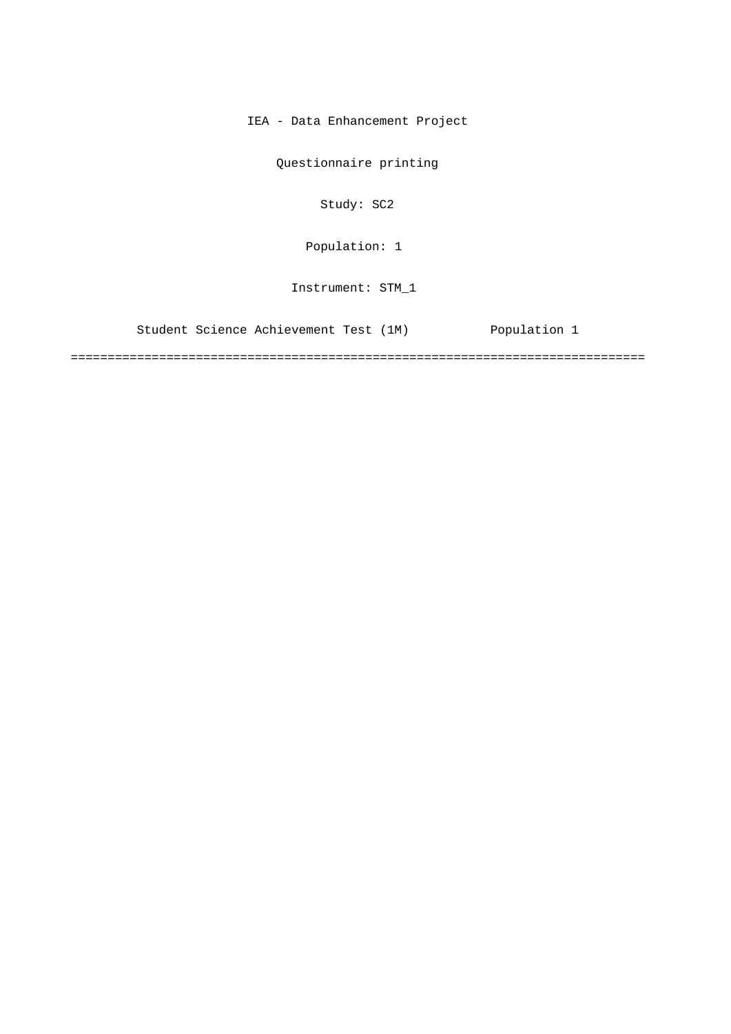IEA - Data Enhancement Project

Questionnaire printing

Study: SC2

Population: 1

Instrument: STM_1

Student Science Achievement Test (1M)          Population 1

===============================================================================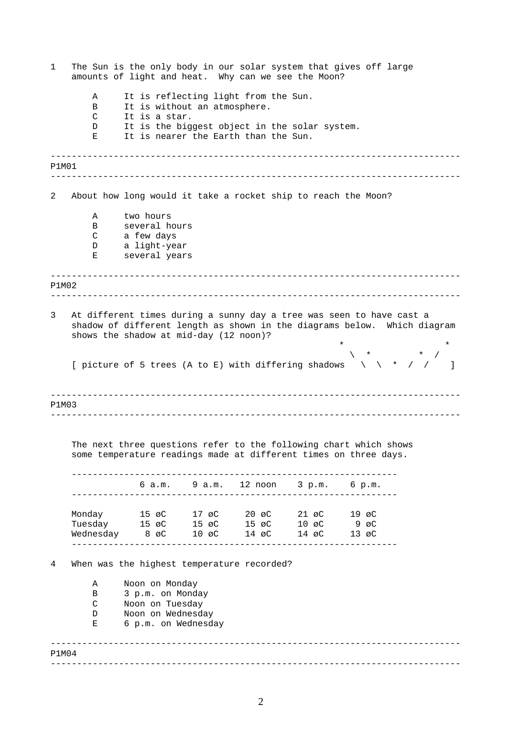1 The Sun is the only body in our solar system that gives off large amounts of light and heat. Why can we see the Moon?

- A It is reflecting light from the Sun.
- B It is without an atmosphere.
- C It is a star.
- D It is the biggest object in the solar system.
- E It is nearer the Earth than the Sun.

---

P1M01

---

2 About how long would it take a rocket ship to reach the Moon?

- A two hours
- B several hours
- C a few days
- D a light-year
- E several years

---

P1M02

---

3 At different times during a sunny day a tree was seen to have cast a shadow of different length as shown in the diagrams below. Which diagram shows the shadow at mid-day (12 noon)?

```
                                                   *                   *
                                                     \  *          *  /
[ picture of 5 trees (A to E) with differing shadows   \  \  *  /  /    ]
```

---

P1M03

---

The next three questions refer to the following chart which shows some temperature readings made at different times on three days.

| | 6 a.m. | 9 a.m. | 12 noon | 3 p.m. | 6 p.m. |
|---|---|---|---|---|---|
| Monday | 15 øC | 17 øC | 20 øC | 21 øC | 19 øC |
| Tuesday | 15 øC | 15 øC | 15 øC | 10 øC | 9 øC |
| Wednesday | 8 øC | 10 øC | 14 øC | 14 øC | 13 øC |

4 When was the highest temperature recorded?

- A Noon on Monday
- B 3 p.m. on Monday
- C Noon on Tuesday
- D Noon on Wednesday
- E 6 p.m. on Wednesday

---

P1M04

---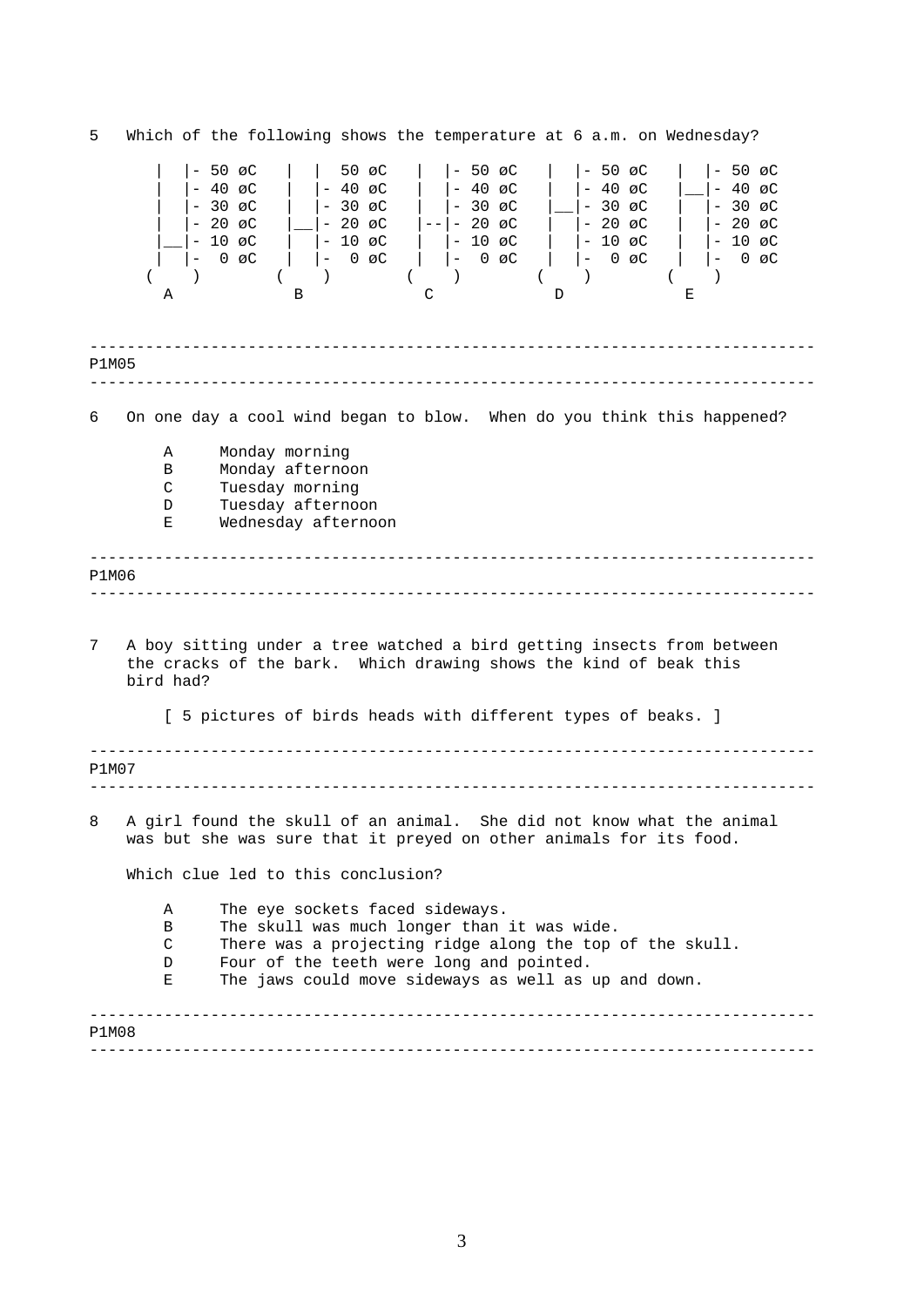5 Which of the following shows the temperature at 6 a.m. on Wednesday?

```
      |  |- 50 øC   |  |  50 øC   |  |- 50 øC   |  |- 50 øC   |  |- 50 øC
      |  |- 40 øC   |  |- 40 øC   |  |- 40 øC   |  |- 40 øC   |__|- 40 øC
      |  |- 30 øC   |  |- 30 øC   |  |- 30 øC   |__|- 30 øC   |  |- 30 øC
      |  |- 20 øC   |__|- 20 øC   |--|- 20 øC   |  |- 20 øC   |  |- 20 øC
      |__|- 10 øC   |  |- 10 øC   |  |- 10 øC   |  |- 10 øC   |  |- 10 øC
      |  |-  0 øC   |  |-  0 øC   |  |-  0 øC   |  |-  0 øC   |  |-  0 øC
     (    )        (    )        (    )        (    )        (    )
       A             B             C             D             E
```

---

P1M05

---

6 On one day a cool wind began to blow. When do you think this happened?

- A Monday morning
- B Monday afternoon
- C Tuesday morning
- D Tuesday afternoon
- E Wednesday afternoon

---

P1M06

---

7 A boy sitting under a tree watched a bird getting insects from between the cracks of the bark. Which drawing shows the kind of beak this bird had?

[ 5 pictures of birds heads with different types of beaks. ]

---

P1M07

---

8 A girl found the skull of an animal. She did not know what the animal was but she was sure that it preyed on other animals for its food.

Which clue led to this conclusion?

- A The eye sockets faced sideways.
- B The skull was much longer than it was wide.
- C There was a projecting ridge along the top of the skull.
- D Four of the teeth were long and pointed.
- E The jaws could move sideways as well as up and down.

---

P1M08

---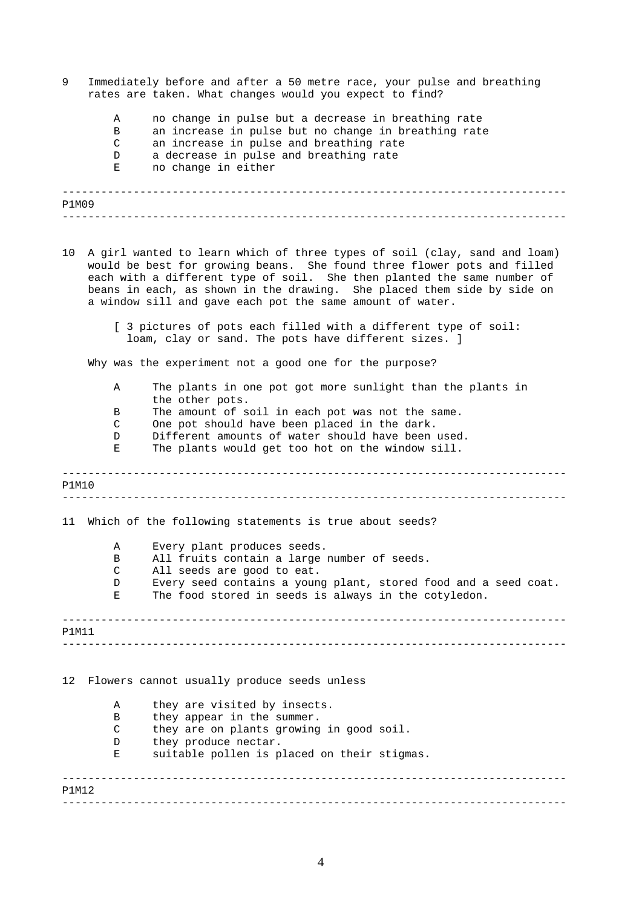9 Immediately before and after a 50 metre race, your pulse and breathing rates are taken. What changes would you expect to find?

- A no change in pulse but a decrease in breathing rate
- B an increase in pulse but no change in breathing rate
- C an increase in pulse and breathing rate
- D a decrease in pulse and breathing rate
- E no change in either

---

P1M09

---

10 A girl wanted to learn which of three types of soil (clay, sand and loam) would be best for growing beans. She found three flower pots and filled each with a different type of soil. She then planted the same number of beans in each, as shown in the drawing. She placed them side by side on a window sill and gave each pot the same amount of water.

[ 3 pictures of pots each filled with a different type of soil: loam, clay or sand. The pots have different sizes. ]

Why was the experiment not a good one for the purpose?

- A The plants in one pot got more sunlight than the plants in the other pots.
- B The amount of soil in each pot was not the same.
- C One pot should have been placed in the dark.
- D Different amounts of water should have been used.
- E The plants would get too hot on the window sill.

---

P1M10

---

11 Which of the following statements is true about seeds?

- A Every plant produces seeds.
- B All fruits contain a large number of seeds.
- C All seeds are good to eat.
- D Every seed contains a young plant, stored food and a seed coat.
- E The food stored in seeds is always in the cotyledon.

---

P1M11

---

12 Flowers cannot usually produce seeds unless

- A they are visited by insects.
- B they appear in the summer.
- C they are on plants growing in good soil.
- D they produce nectar.
- E suitable pollen is placed on their stigmas.

---

P1M12

---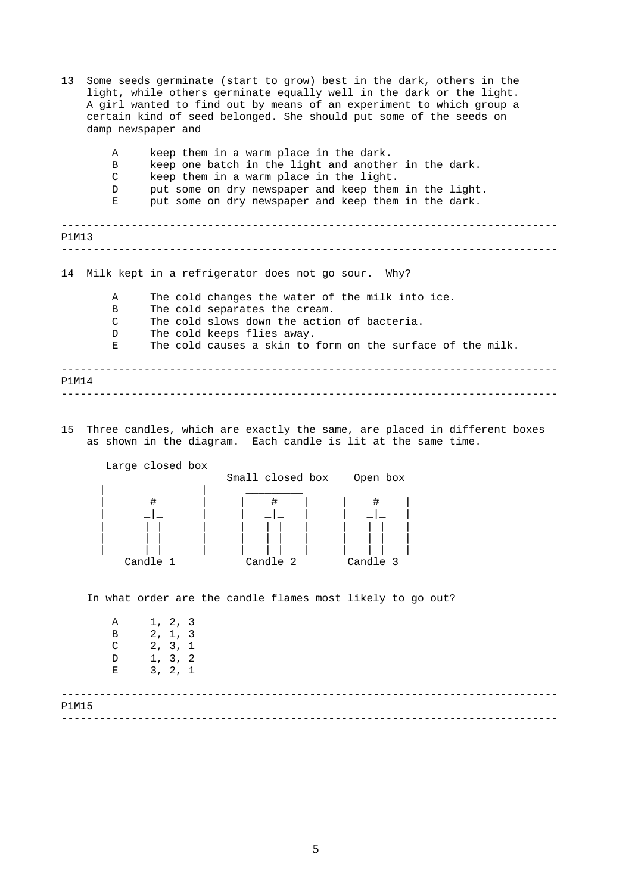13 Some seeds germinate (start to grow) best in the dark, others in the light, while others germinate equally well in the dark or the light. A girl wanted to find out by means of an experiment to which group a certain kind of seed belonged. She should put some of the seeds on damp newspaper and

- A keep them in a warm place in the dark.
- B keep one batch in the light and another in the dark.
- C keep them in a warm place in the light.
- D put some on dry newspaper and keep them in the light.
- E put some on dry newspaper and keep them in the dark.

---

P1M13

---

14 Milk kept in a refrigerator does not go sour. Why?

- A The cold changes the water of the milk into ice.
- B The cold separates the cream.
- C The cold slows down the action of bacteria.
- D The cold keeps flies away.
- E The cold causes a skin to form on the surface of the milk.

---

P1M14

---

15 Three candles, which are exactly the same, are placed in different boxes as shown in the diagram. Each candle is lit at the same time.

```
  Large closed box
   _______________    Small closed box    Open box
  |               |      _________
  |       #       |     |    #    |     |    #    |
  |      _|_      |     |   _|_   |     |   _|_   |
  |      | |      |     |   | |   |     |   | |   |
  |      | |      |     |   | |   |     |   | |   |
  |______|_|______|     |___|_|___|     |___|_|___|
     Candle 1             Candle 2        Candle 3
```

In what order are the candle flames most likely to go out?

- A 1, 2, 3
- B 2, 1, 3
- C 2, 3, 1
- D 1, 3, 2
- E 3, 2, 1

---

P1M15

---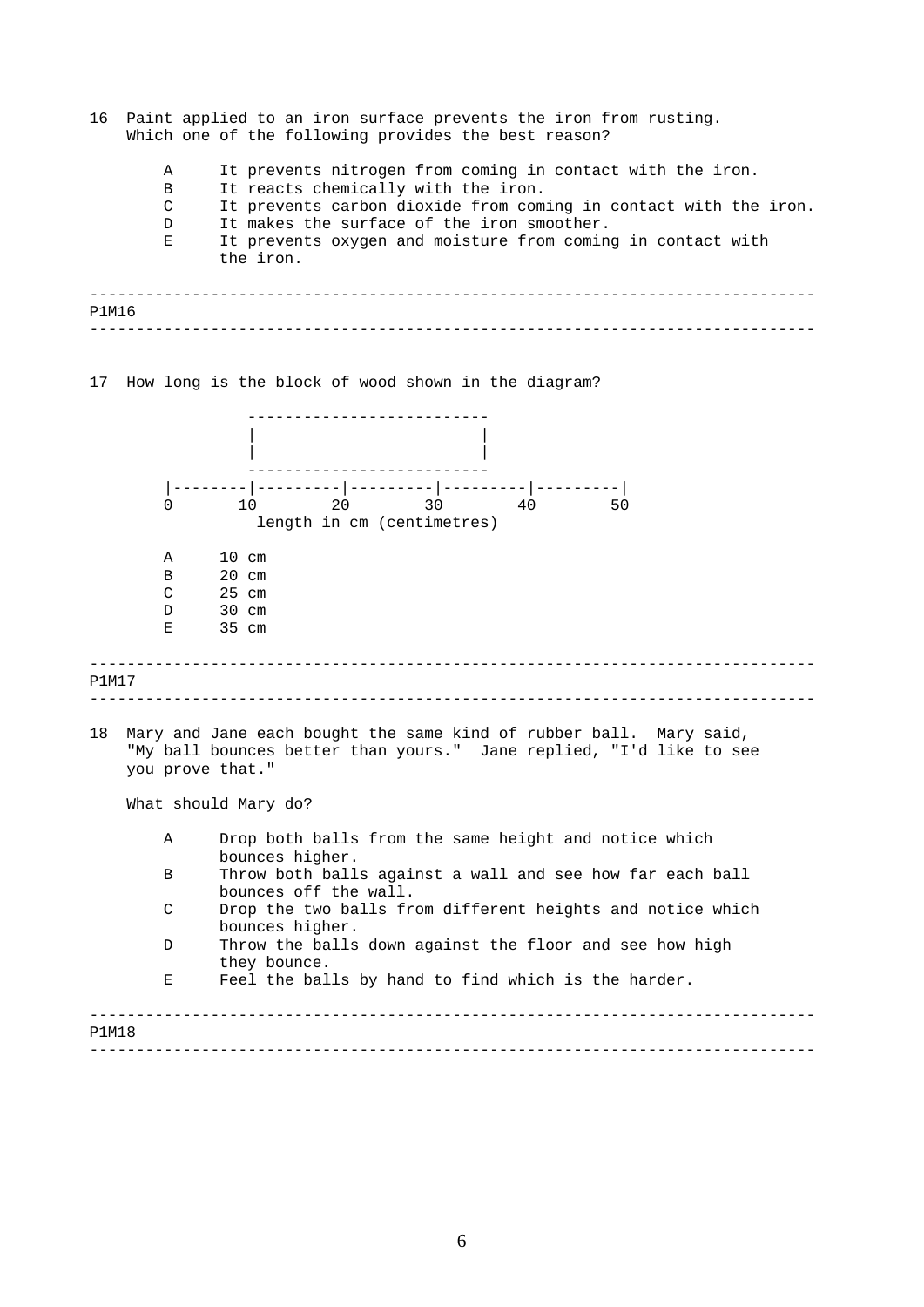16 Paint applied to an iron surface prevents the iron from rusting. Which one of the following provides the best reason?

- A It prevents nitrogen from coming in contact with the iron.
- B It reacts chemically with the iron.
- C It prevents carbon dioxide from coming in contact with the iron.
- D It makes the surface of the iron smoother.
- E It prevents oxygen and moisture from coming in contact with the iron.

---

P1M16

---

17 How long is the block of wood shown in the diagram?

```
                 -------------------------
                 |                       |
                 |                       |
                 -------------------------
        |--------|---------|---------|---------|---------|
        0       10        20        30        40        50
                   length in cm (centimetres)
```

- A 10 cm
- B 20 cm
- C 25 cm
- D 30 cm
- E 35 cm

---

P1M17

---

18 Mary and Jane each bought the same kind of rubber ball. Mary said, "My ball bounces better than yours." Jane replied, "I'd like to see you prove that."

What should Mary do?

- A Drop both balls from the same height and notice which bounces higher.
- B Throw both balls against a wall and see how far each ball bounces off the wall.
- C Drop the two balls from different heights and notice which bounces higher.
- D Throw the balls down against the floor and see how high they bounce.
- E Feel the balls by hand to find which is the harder.

---

P1M18

---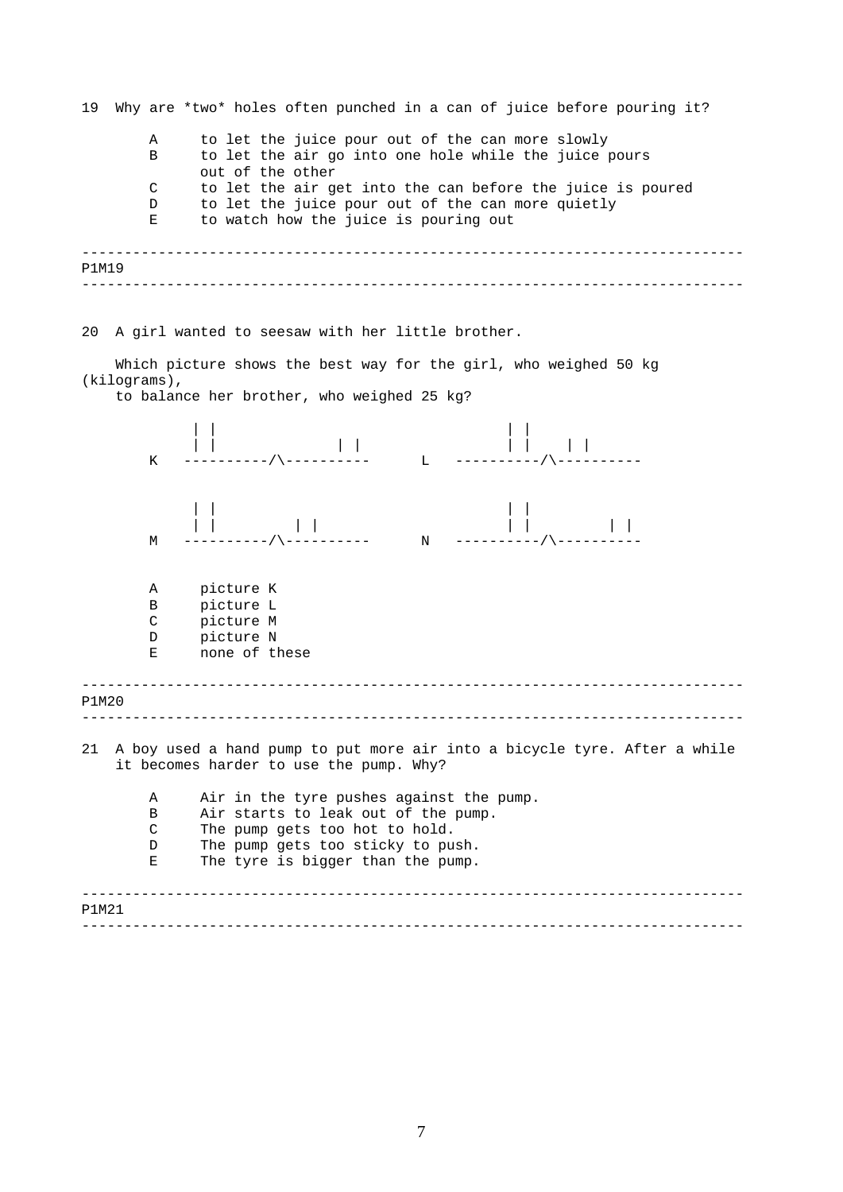19 Why are *two* holes often punched in a can of juice before pouring it?

- A to let the juice pour out of the can more slowly
- B to let the air go into one hole while the juice pours out of the other
- C to let the air get into the can before the juice is poured
- D to let the juice pour out of the can more quietly
- E to watch how the juice is pouring out

---

P1M19

---

20 A girl wanted to seesaw with her little brother.

Which picture shows the best way for the girl, who weighed 50 kg (kilograms), to balance her brother, who weighed 25 kg?

```
     | |                                  | |
     | |            | |                   | |    | |
K   ----------/\----------      L   ----------/\----------


     | |                                  | |
     | |        | |                       | |        | |
M   ----------/\----------      N   ----------/\----------
```

- A picture K
- B picture L
- C picture M
- D picture N
- E none of these

---

P1M20

---

21 A boy used a hand pump to put more air into a bicycle tyre. After a while it becomes harder to use the pump. Why?

- A Air in the tyre pushes against the pump.
- B Air starts to leak out of the pump.
- C The pump gets too hot to hold.
- D The pump gets too sticky to push.
- E The tyre is bigger than the pump.

---

P1M21

---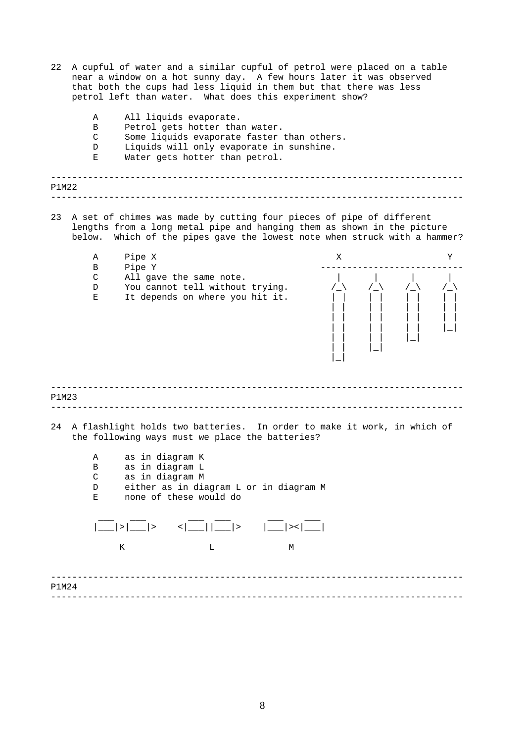22 A cupful of water and a similar cupful of petrol were placed on a table near a window on a hot sunny day. A few hours later it was observed that both the cups had less liquid in them but that there was less petrol left than water. What does this experiment show?

- A All liquids evaporate.
- B Petrol gets hotter than water.
- C Some liquids evaporate faster than others.
- D Liquids will only evaporate in sunshine.
- E Water gets hotter than petrol.

---

P1M22

---

23 A set of chimes was made by cutting four pieces of pipe of different lengths from a long metal pipe and hanging them as shown in the picture below. Which of the pipes gave the lowest note when struck with a hammer?

- A Pipe X
- B Pipe Y
- C All gave the same note.
- D You cannot tell without trying.
- E It depends on where you hit it.

```
 X                    Y
---------------------------
 |      |      |      |
/_\    /_\    /_\    /_\
| |    | |    | |    | |
| |    | |    | |    | |
| |    | |    | |    | |
| |    | |    | |    |_|
| |    | |    |_|
| |    |_|
|_|
```

---

P1M23

---

24 A flashlight holds two batteries. In order to make it work, in which of the following ways must we place the batteries?

- A as in diagram K
- B as in diagram L
- C as in diagram M
- D either as in diagram L or in diagram M
- E none of these would do

```
 ___  ___        ___  ___      ___  ___
|___|>|___|>   <|___||___|>   |___|><|___|

    K               L              M
```

---

P1M24

---